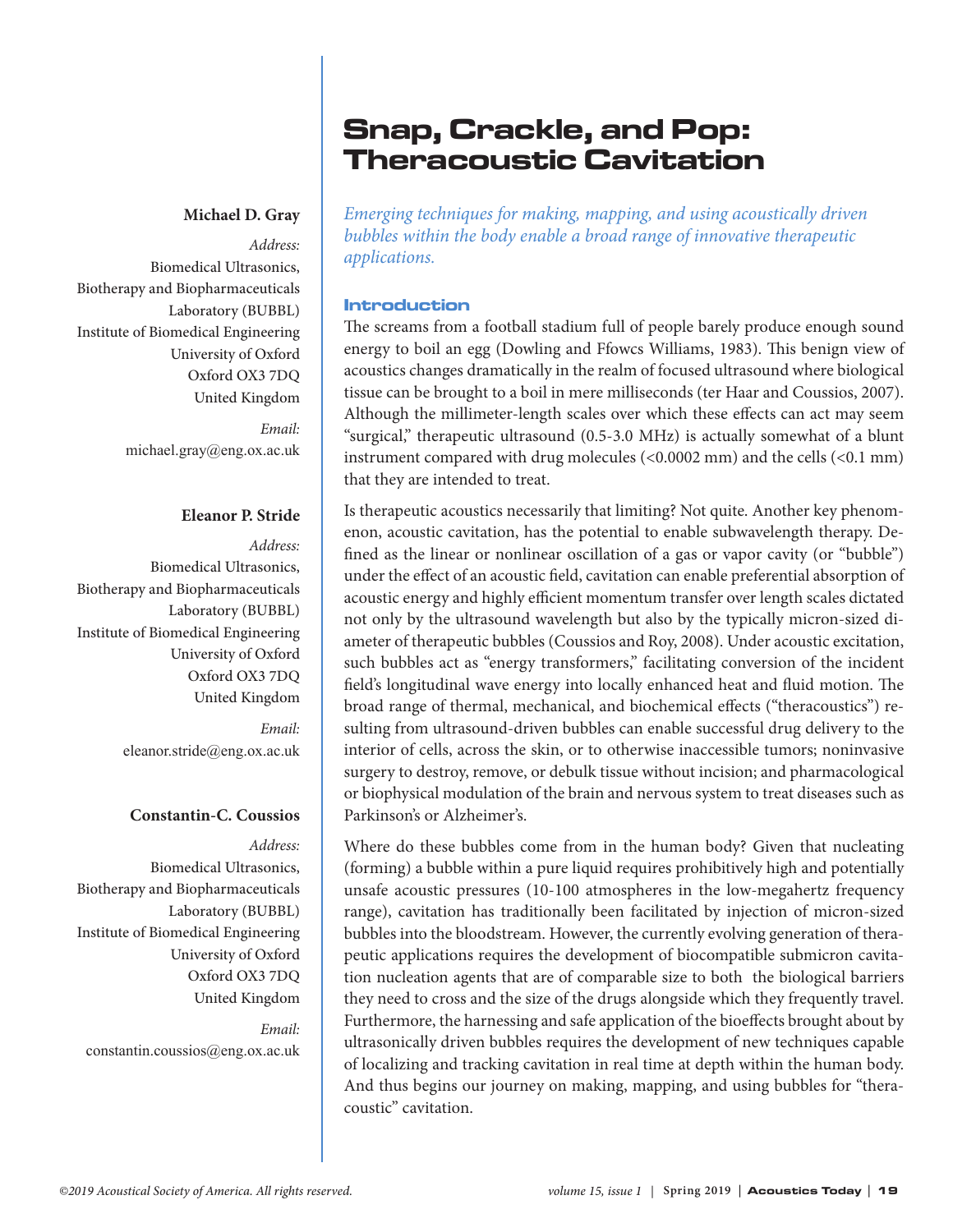# Snap, Crackle, and Pop: Theracoustic Cavitation

**Michael D. Gray**

*Address:*
Biomedical Ultrasonics,
Biotherapy and Biopharmaceuticals
Laboratory (BUBBL)
Institute of Biomedical Engineering
University of Oxford
Oxford OX3 7DQ
United Kingdom

*Email:*
michael.gray@eng.ox.ac.uk

**Eleanor P. Stride**

*Address:*
Biomedical Ultrasonics,
Biotherapy and Biopharmaceuticals
Laboratory (BUBBL)
Institute of Biomedical Engineering
University of Oxford
Oxford OX3 7DQ
United Kingdom

*Email:*
eleanor.stride@eng.ox.ac.uk

**Constantin-C. Coussios**

*Address:*
Biomedical Ultrasonics,
Biotherapy and Biopharmaceuticals
Laboratory (BUBBL)
Institute of Biomedical Engineering
University of Oxford
Oxford OX3 7DQ
United Kingdom

*Email:*
constantin.coussios@eng.ox.ac.uk

*Emerging techniques for making, mapping, and using acoustically driven bubbles within the body enable a broad range of innovative therapeutic applications.*

## Introduction

The screams from a football stadium full of people barely produce enough sound energy to boil an egg (Dowling and Ffowcs Williams, 1983). This benign view of acoustics changes dramatically in the realm of focused ultrasound where biological tissue can be brought to a boil in mere milliseconds (ter Haar and Coussios, 2007). Although the millimeter-length scales over which these effects can act may seem "surgical," therapeutic ultrasound (0.5-3.0 MHz) is actually somewhat of a blunt instrument compared with drug molecules (<0.0002 mm) and the cells (<0.1 mm) that they are intended to treat.

Is therapeutic acoustics necessarily that limiting? Not quite. Another key phenomenon, acoustic cavitation, has the potential to enable subwavelength therapy. Defined as the linear or nonlinear oscillation of a gas or vapor cavity (or "bubble") under the effect of an acoustic field, cavitation can enable preferential absorption of acoustic energy and highly efficient momentum transfer over length scales dictated not only by the ultrasound wavelength but also by the typically micron-sized diameter of therapeutic bubbles (Coussios and Roy, 2008). Under acoustic excitation, such bubbles act as "energy transformers," facilitating conversion of the incident field's longitudinal wave energy into locally enhanced heat and fluid motion. The broad range of thermal, mechanical, and biochemical effects ("theracoustics") resulting from ultrasound-driven bubbles can enable successful drug delivery to the interior of cells, across the skin, or to otherwise inaccessible tumors; noninvasive surgery to destroy, remove, or debulk tissue without incision; and pharmacological or biophysical modulation of the brain and nervous system to treat diseases such as Parkinson's or Alzheimer's.

Where do these bubbles come from in the human body? Given that nucleating (forming) a bubble within a pure liquid requires prohibitively high and potentially unsafe acoustic pressures (10-100 atmospheres in the low-megahertz frequency range), cavitation has traditionally been facilitated by injection of micron-sized bubbles into the bloodstream. However, the currently evolving generation of therapeutic applications requires the development of biocompatible submicron cavitation nucleation agents that are of comparable size to both the biological barriers they need to cross and the size of the drugs alongside which they frequently travel. Furthermore, the harnessing and safe application of the bioeffects brought about by ultrasonically driven bubbles requires the development of new techniques capable of localizing and tracking cavitation in real time at depth within the human body. And thus begins our journey on making, mapping, and using bubbles for "theracoustic" cavitation.

©2019 Acoustical Society of America. All rights reserved.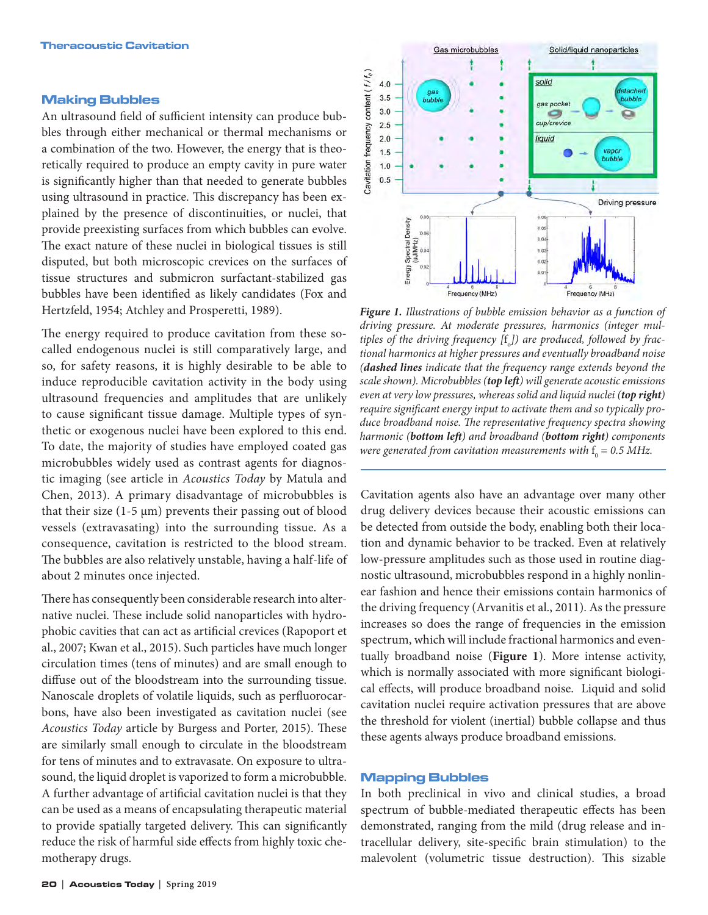## Making Bubbles

An ultrasound field of sufficient intensity can produce bubbles through either mechanical or thermal mechanisms or a combination of the two. However, the energy that is theoretically required to produce an empty cavity in pure water is significantly higher than that needed to generate bubbles using ultrasound in practice. This discrepancy has been explained by the presence of discontinuities, or nuclei, that provide preexisting surfaces from which bubbles can evolve. The exact nature of these nuclei in biological tissues is still disputed, but both microscopic crevices on the surfaces of tissue structures and submicron surfactant-stabilized gas bubbles have been identified as likely candidates (Fox and Hertzfeld, 1954; Atchley and Prosperetti, 1989).

The energy required to produce cavitation from these so-called endogenous nuclei is still comparatively large, and so, for safety reasons, it is highly desirable to be able to induce reproducible cavitation activity in the body using ultrasound frequencies and amplitudes that are unlikely to cause significant tissue damage. Multiple types of synthetic or exogenous nuclei have been explored to this end. To date, the majority of studies have employed coated gas microbubbles widely used as contrast agents for diagnostic imaging (see article in *Acoustics Today* by Matula and Chen, 2013). A primary disadvantage of microbubbles is that their size (1-5 μm) prevents their passing out of blood vessels (extravasating) into the surrounding tissue. As a consequence, cavitation is restricted to the blood stream. The bubbles are also relatively unstable, having a half-life of about 2 minutes once injected.

There has consequently been considerable research into alternative nuclei. These include solid nanoparticles with hydrophobic cavities that can act as artificial crevices (Rapoport et al., 2007; Kwan et al., 2015). Such particles have much longer circulation times (tens of minutes) and are small enough to diffuse out of the bloodstream into the surrounding tissue. Nanoscale droplets of volatile liquids, such as perfluorocarbons, have also been investigated as cavitation nuclei (see *Acoustics Today* article by Burgess and Porter, 2015). These are similarly small enough to circulate in the bloodstream for tens of minutes and to extravasate. On exposure to ultrasound, the liquid droplet is vaporized to form a microbubble. A further advantage of artificial cavitation nuclei is that they can be used as a means of encapsulating therapeutic material to provide spatially targeted delivery. This can significantly reduce the risk of harmful side effects from highly toxic chemotherapy drugs.

***Figure 1.*** *Illustrations of bubble emission behavior as a function of driving pressure. At moderate pressures, harmonics (integer multiples of the driving frequency [$f_0$]) are produced, followed by fractional harmonics at higher pressures and eventually broadband noise (**dashed lines** indicate that the frequency range extends beyond the scale shown). Microbubbles (**top left**) will generate acoustic emissions even at very low pressures, whereas solid and liquid nuclei (**top right**) require significant energy input to activate them and so typically produce broadband noise. The representative frequency spectra showing harmonic (**bottom left**) and broadband (**bottom right**) components were generated from cavitation measurements with $f_0$ = 0.5 MHz.*

Cavitation agents also have an advantage over many other drug delivery devices because their acoustic emissions can be detected from outside the body, enabling both their location and dynamic behavior to be tracked. Even at relatively low-pressure amplitudes such as those used in routine diagnostic ultrasound, microbubbles respond in a highly nonlinear fashion and hence their emissions contain harmonics of the driving frequency (Arvanitis et al., 2011). As the pressure increases so does the range of frequencies in the emission spectrum, which will include fractional harmonics and eventually broadband noise (**Figure 1**). More intense activity, which is normally associated with more significant biological effects, will produce broadband noise. Liquid and solid cavitation nuclei require activation pressures that are above the threshold for violent (inertial) bubble collapse and thus these agents always produce broadband emissions.

## Mapping Bubbles

In both preclinical in vivo and clinical studies, a broad spectrum of bubble-mediated therapeutic effects has been demonstrated, ranging from the mild (drug release and intracellular delivery, site-specific brain stimulation) to the malevolent (volumetric tissue destruction). This sizable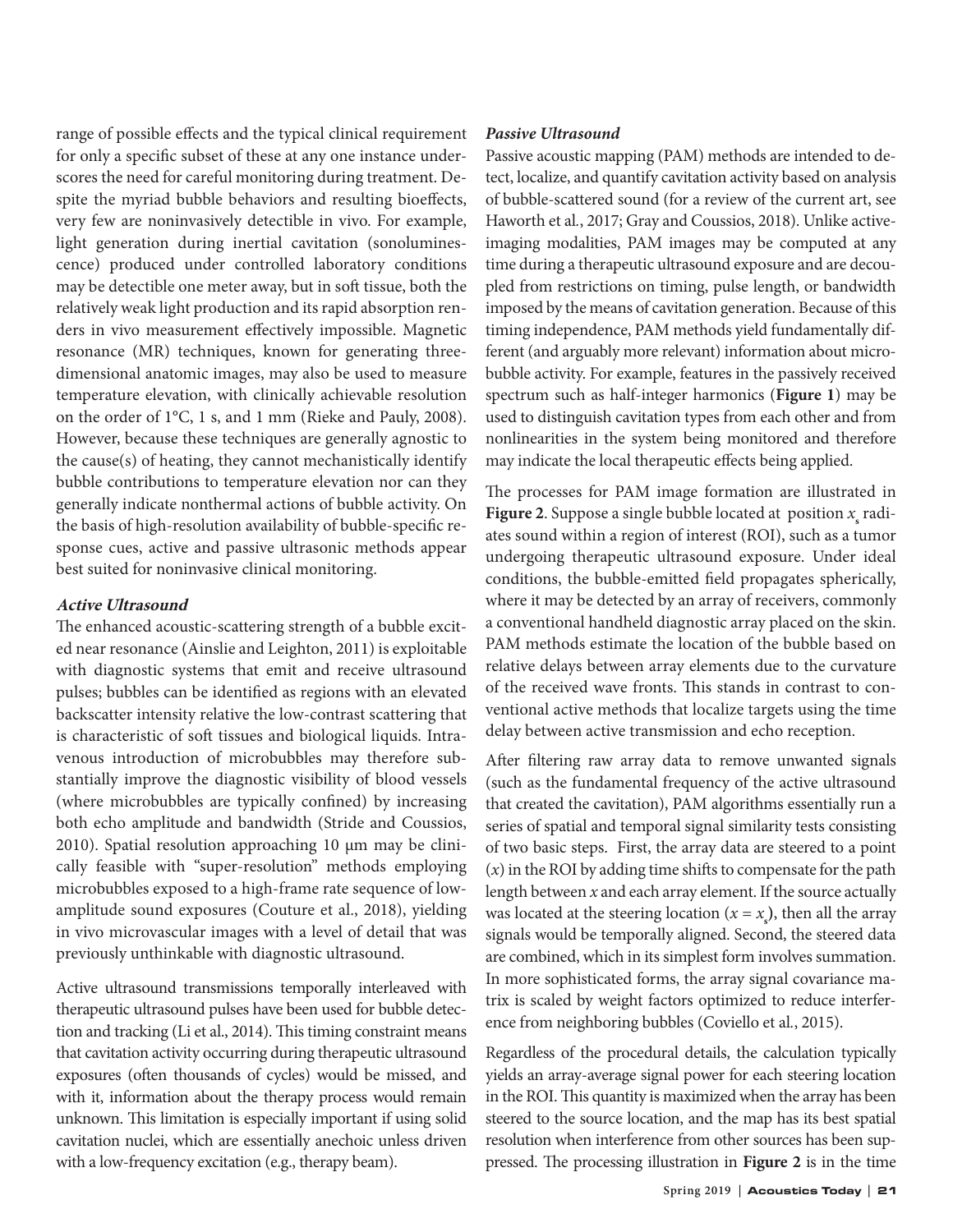range of possible effects and the typical clinical requirement for only a specific subset of these at any one instance underscores the need for careful monitoring during treatment. Despite the myriad bubble behaviors and resulting bioeffects, very few are noninvasively detectible in vivo. For example, light generation during inertial cavitation (sonoluminescence) produced under controlled laboratory conditions may be detectible one meter away, but in soft tissue, both the relatively weak light production and its rapid absorption renders in vivo measurement effectively impossible. Magnetic resonance (MR) techniques, known for generating three-dimensional anatomic images, may also be used to measure temperature elevation, with clinically achievable resolution on the order of 1°C, 1 s, and 1 mm (Rieke and Pauly, 2008). However, because these techniques are generally agnostic to the cause(s) of heating, they cannot mechanistically identify bubble contributions to temperature elevation nor can they generally indicate nonthermal actions of bubble activity. On the basis of high-resolution availability of bubble-specific response cues, active and passive ultrasonic methods appear best suited for noninvasive clinical monitoring.

### *Active Ultrasound*

The enhanced acoustic-scattering strength of a bubble excited near resonance (Ainslie and Leighton, 2011) is exploitable with diagnostic systems that emit and receive ultrasound pulses; bubbles can be identified as regions with an elevated backscatter intensity relative the low-contrast scattering that is characteristic of soft tissues and biological liquids. Intravenous introduction of microbubbles may therefore substantially improve the diagnostic visibility of blood vessels (where microbubbles are typically confined) by increasing both echo amplitude and bandwidth (Stride and Coussios, 2010). Spatial resolution approaching 10 μm may be clinically feasible with "super-resolution" methods employing microbubbles exposed to a high-frame rate sequence of low-amplitude sound exposures (Couture et al., 2018), yielding in vivo microvascular images with a level of detail that was previously unthinkable with diagnostic ultrasound.

Active ultrasound transmissions temporally interleaved with therapeutic ultrasound pulses have been used for bubble detection and tracking (Li et al., 2014). This timing constraint means that cavitation activity occurring during therapeutic ultrasound exposures (often thousands of cycles) would be missed, and with it, information about the therapy process would remain unknown. This limitation is especially important if using solid cavitation nuclei, which are essentially anechoic unless driven with a low-frequency excitation (e.g., therapy beam).

### *Passive Ultrasound*

Passive acoustic mapping (PAM) methods are intended to detect, localize, and quantify cavitation activity based on analysis of bubble-scattered sound (for a review of the current art, see Haworth et al., 2017; Gray and Coussios, 2018). Unlike active-imaging modalities, PAM images may be computed at any time during a therapeutic ultrasound exposure and are decoupled from restrictions on timing, pulse length, or bandwidth imposed by the means of cavitation generation. Because of this timing independence, PAM methods yield fundamentally different (and arguably more relevant) information about microbubble activity. For example, features in the passively received spectrum such as half-integer harmonics (**Figure 1**) may be used to distinguish cavitation types from each other and from nonlinearities in the system being monitored and therefore may indicate the local therapeutic effects being applied.

The processes for PAM image formation are illustrated in **Figure 2**. Suppose a single bubble located at position $x_s$ radiates sound within a region of interest (ROI), such as a tumor undergoing therapeutic ultrasound exposure. Under ideal conditions, the bubble-emitted field propagates spherically, where it may be detected by an array of receivers, commonly a conventional handheld diagnostic array placed on the skin. PAM methods estimate the location of the bubble based on relative delays between array elements due to the curvature of the received wave fronts. This stands in contrast to conventional active methods that localize targets using the time delay between active transmission and echo reception.

After filtering raw array data to remove unwanted signals (such as the fundamental frequency of the active ultrasound that created the cavitation), PAM algorithms essentially run a series of spatial and temporal signal similarity tests consisting of two basic steps. First, the array data are steered to a point ($x$) in the ROI by adding time shifts to compensate for the path length between $x$ and each array element. If the source actually was located at the steering location ($x = x_s$), then all the array signals would be temporally aligned. Second, the steered data are combined, which in its simplest form involves summation. In more sophisticated forms, the array signal covariance matrix is scaled by weight factors optimized to reduce interference from neighboring bubbles (Coviello et al., 2015).

Regardless of the procedural details, the calculation typically yields an array-average signal power for each steering location in the ROI. This quantity is maximized when the array has been steered to the source location, and the map has its best spatial resolution when interference from other sources has been suppressed. The processing illustration in **Figure 2** is in the time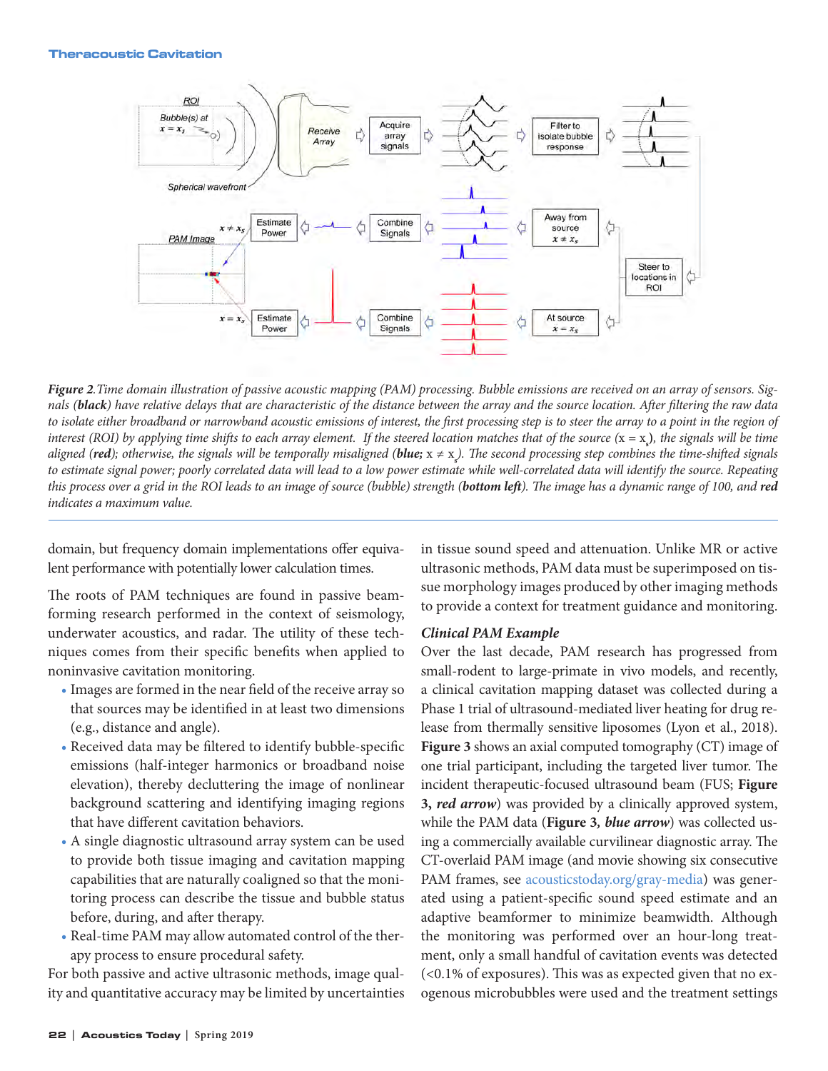*Figure 2. Time domain illustration of passive acoustic mapping (PAM) processing. Bubble emissions are received on an array of sensors. Signals (**black**) have relative delays that are characteristic of the distance between the array and the source location. After filtering the raw data to isolate either broadband or narrowband acoustic emissions of interest, the first processing step is to steer the array to a point in the region of interest (ROI) by applying time shifts to each array element. If the steered location matches that of the source ($x = x_s$), the signals will be time aligned (**red**); otherwise, the signals will be temporally misaligned (**blue;** $x \neq x_s$). The second processing step combines the time-shifted signals to estimate signal power; poorly correlated data will lead to a low power estimate while well-correlated data will identify the source. Repeating this process over a grid in the ROI leads to an image of source (bubble) strength (**bottom left**). The image has a dynamic range of 100, and **red** indicates a maximum value.*

domain, but frequency domain implementations offer equivalent performance with potentially lower calculation times.

The roots of PAM techniques are found in passive beamforming research performed in the context of seismology, underwater acoustics, and radar. The utility of these techniques comes from their specific benefits when applied to noninvasive cavitation monitoring.

- Images are formed in the near field of the receive array so that sources may be identified in at least two dimensions (e.g., distance and angle).
- Received data may be filtered to identify bubble-specific emissions (half-integer harmonics or broadband noise elevation), thereby decluttering the image of nonlinear background scattering and identifying imaging regions that have different cavitation behaviors.
- A single diagnostic ultrasound array system can be used to provide both tissue imaging and cavitation mapping capabilities that are naturally coaligned so that the monitoring process can describe the tissue and bubble status before, during, and after therapy.
- Real-time PAM may allow automated control of the therapy process to ensure procedural safety.

For both passive and active ultrasonic methods, image quality and quantitative accuracy may be limited by uncertainties in tissue sound speed and attenuation. Unlike MR or active ultrasonic methods, PAM data must be superimposed on tissue morphology images produced by other imaging methods to provide a context for treatment guidance and monitoring.

### *Clinical PAM Example*

Over the last decade, PAM research has progressed from small-rodent to large-primate in vivo models, and recently, a clinical cavitation mapping dataset was collected during a Phase 1 trial of ultrasound-mediated liver heating for drug release from thermally sensitive liposomes (Lyon et al., 2018). **Figure 3** shows an axial computed tomography (CT) image of one trial participant, including the targeted liver tumor. The incident therapeutic-focused ultrasound beam (FUS; **Figure 3, *red arrow***) was provided by a clinically approved system, while the PAM data (**Figure 3, *blue arrow***) was collected using a commercially available curvilinear diagnostic array. The CT-overlaid PAM image (and movie showing six consecutive PAM frames, see acousticstoday.org/gray-media) was generated using a patient-specific sound speed estimate and an adaptive beamformer to minimize beamwidth. Although the monitoring was performed over an hour-long treatment, only a small handful of cavitation events was detected (<0.1% of exposures). This was as expected given that no exogenous microbubbles were used and the treatment settings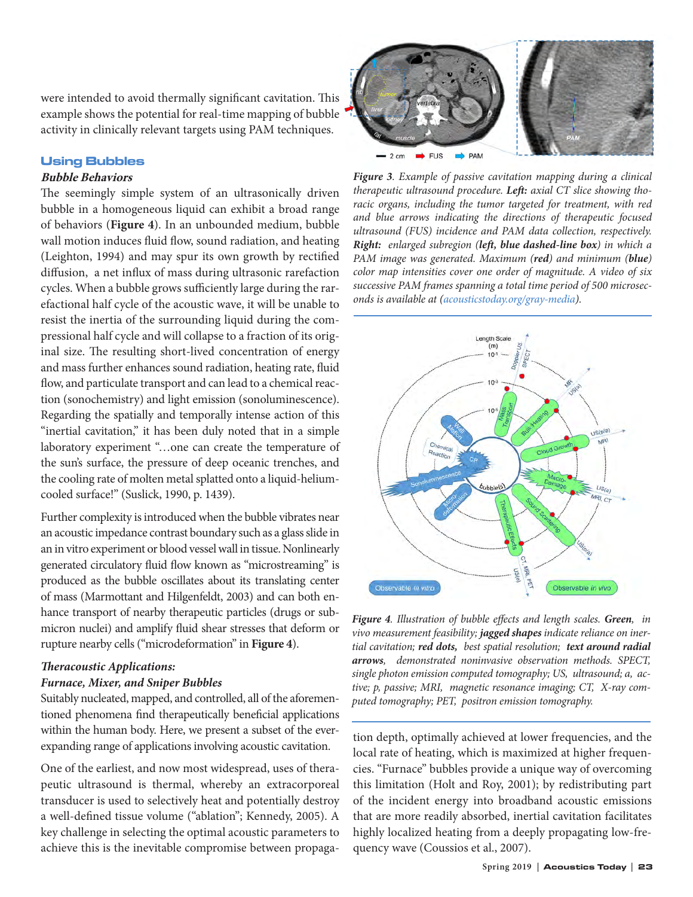were intended to avoid thermally significant cavitation. This example shows the potential for real-time mapping of bubble activity in clinically relevant targets using PAM techniques.

## Using Bubbles

### *Bubble Behaviors*

The seemingly simple system of an ultrasonically driven bubble in a homogeneous liquid can exhibit a broad range of behaviors (**Figure 4**). In an unbounded medium, bubble wall motion induces fluid flow, sound radiation, and heating (Leighton, 1994) and may spur its own growth by rectified diffusion, a net influx of mass during ultrasonic rarefaction cycles. When a bubble grows sufficiently large during the rarefactional half cycle of the acoustic wave, it will be unable to resist the inertia of the surrounding liquid during the compressional half cycle and will collapse to a fraction of its original size. The resulting short-lived concentration of energy and mass further enhances sound radiation, heating rate, fluid flow, and particulate transport and can lead to a chemical reaction (sonochemistry) and light emission (sonoluminescence). Regarding the spatially and temporally intense action of this "inertial cavitation," it has been duly noted that in a simple laboratory experiment "…one can create the temperature of the sun's surface, the pressure of deep oceanic trenches, and the cooling rate of molten metal splatted onto a liquid-helium-cooled surface!" (Suslick, 1990, p. 1439).

Further complexity is introduced when the bubble vibrates near an acoustic impedance contrast boundary such as a glass slide in an in vitro experiment or blood vessel wall in tissue. Nonlinearly generated circulatory fluid flow known as "microstreaming" is produced as the bubble oscillates about its translating center of mass (Marmottant and Hilgenfeldt, 2003) and can both enhance transport of nearby therapeutic particles (drugs or submicron nuclei) and amplify fluid shear stresses that deform or rupture nearby cells ("microdeformation" in **Figure 4**).

### *Theracoustic Applications: Furnace, Mixer, and Sniper Bubbles*

Suitably nucleated, mapped, and controlled, all of the aforementioned phenomena find therapeutically beneficial applications within the human body. Here, we present a subset of the ever-expanding range of applications involving acoustic cavitation.

One of the earliest, and now most widespread, uses of therapeutic ultrasound is thermal, whereby an extracorporeal transducer is used to selectively heat and potentially destroy a well-defined tissue volume ("ablation"; Kennedy, 2005). A key challenge in selecting the optimal acoustic parameters to achieve this is the inevitable compromise between propagation depth, optimally achieved at lower frequencies, and the local rate of heating, which is maximized at higher frequencies. "Furnace" bubbles provide a unique way of overcoming this limitation (Holt and Roy, 2001); by redistributing part of the incident energy into broadband acoustic emissions that are more readily absorbed, inertial cavitation facilitates highly localized heating from a deeply propagating low-frequency wave (Coussios et al., 2007).

*Figure 3. Example of passive cavitation mapping during a clinical therapeutic ultrasound procedure.* ***Left:*** *axial CT slice showing thoracic organs, including the tumor targeted for treatment, with red and blue arrows indicating the directions of therapeutic focused ultrasound (FUS) incidence and PAM data collection, respectively.* ***Right:*** *enlarged subregion (****left, blue dashed-line box****) in which a PAM image was generated. Maximum (****red****) and minimum (****blue****) color map intensities cover one order of magnitude. A video of six successive PAM frames spanning a total time period of 500 microseconds is available at (acousticstoday.org/gray-media).*

*Figure 4. Illustration of bubble effects and length scales.* ***Green****, in vivo measurement feasibility;* ***jagged shapes*** *indicate reliance on inertial cavitation;* ***red dots****, best spatial resolution;* ***text around radial arrows****, demonstrated noninvasive observation methods. SPECT, single photon emission computed tomography; US, ultrasound; a, active; p, passive; MRI, magnetic resonance imaging; CT, X-ray computed tomography; PET, positron emission tomography.*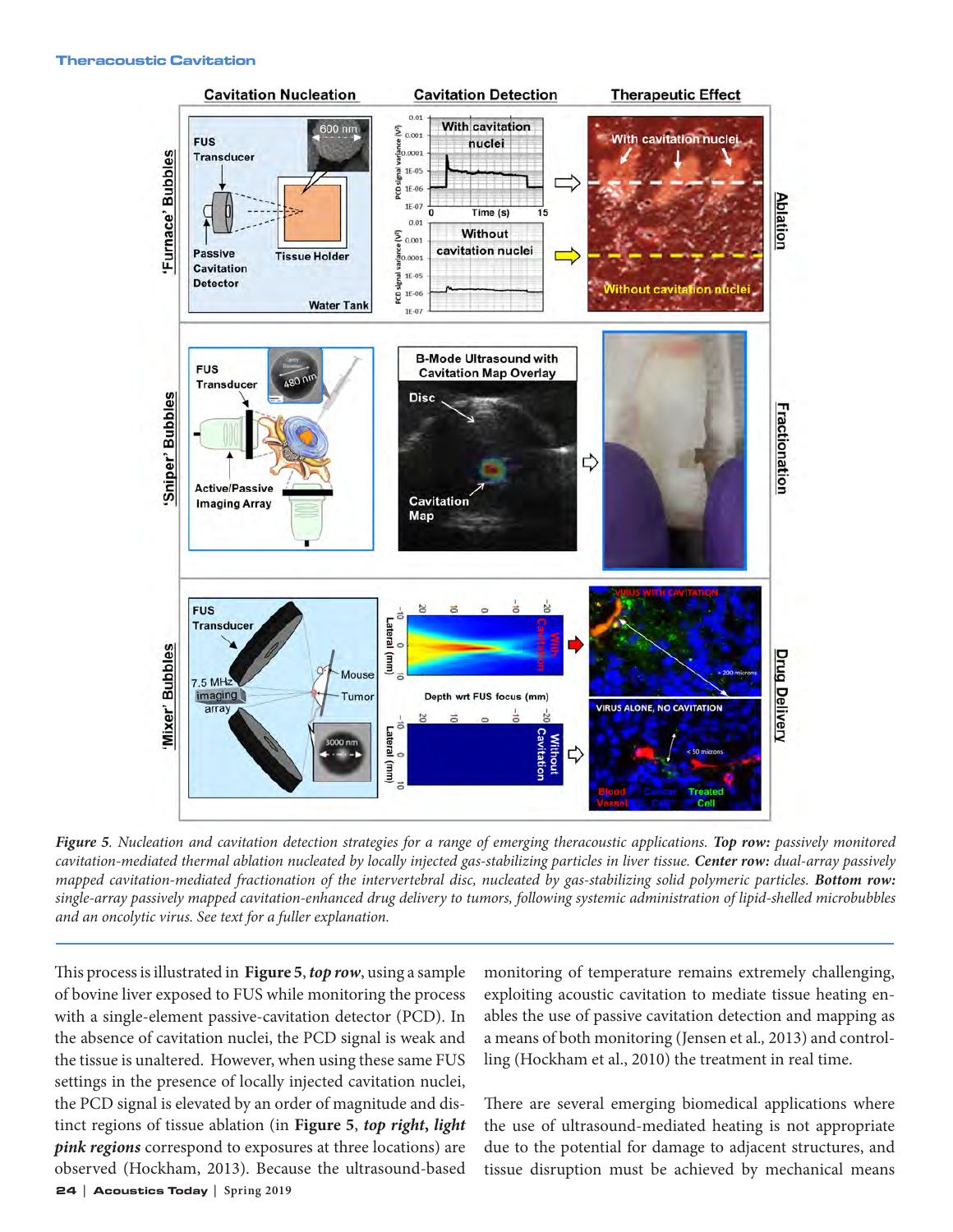*Figure 5. Nucleation and cavitation detection strategies for a range of emerging theracoustic applications.* ***Top row:*** *passively monitored cavitation-mediated thermal ablation nucleated by locally injected gas-stabilizing particles in liver tissue.* ***Center row:*** *dual-array passively mapped cavitation-mediated fractionation of the intervertebral disc, nucleated by gas-stabilizing solid polymeric particles.* ***Bottom row:*** *single-array passively mapped cavitation-enhanced drug delivery to tumors, following systemic administration of lipid-shelled microbubbles and an oncolytic virus. See text for a fuller explanation.*

This process is illustrated in **Figure 5**, ***top row***, using a sample of bovine liver exposed to FUS while monitoring the process with a single-element passive-cavitation detector (PCD). In the absence of cavitation nuclei, the PCD signal is weak and the tissue is unaltered. However, when using these same FUS settings in the presence of locally injected cavitation nuclei, the PCD signal is elevated by an order of magnitude and distinct regions of tissue ablation (in **Figure 5**, ***top right, light pink regions*** correspond to exposures at three locations) are observed (Hockham, 2013). Because the ultrasound-based monitoring of temperature remains extremely challenging, exploiting acoustic cavitation to mediate tissue heating enables the use of passive cavitation detection and mapping as a means of both monitoring (Jensen et al., 2013) and controlling (Hockham et al., 2010) the treatment in real time.

There are several emerging biomedical applications where the use of ultrasound-mediated heating is not appropriate due to the potential for damage to adjacent structures, and tissue disruption must be achieved by mechanical means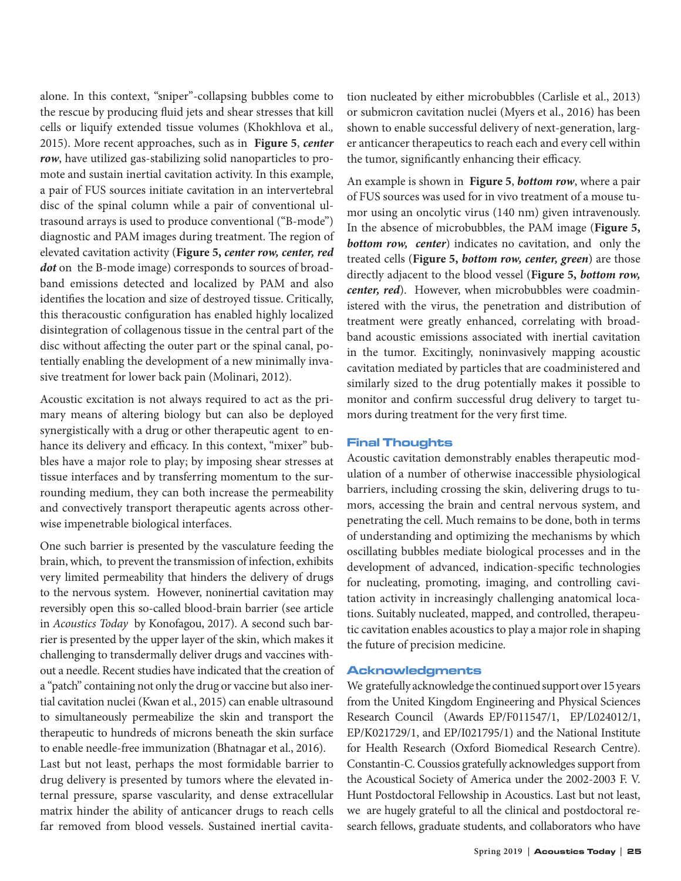alone. In this context, "sniper"-collapsing bubbles come to the rescue by producing fluid jets and shear stresses that kill cells or liquify extended tissue volumes (Khokhlova et al., 2015). More recent approaches, such as in **Figure 5**, ***center row***, have utilized gas-stabilizing solid nanoparticles to promote and sustain inertial cavitation activity. In this example, a pair of FUS sources initiate cavitation in an intervertebral disc of the spinal column while a pair of conventional ultrasound arrays is used to produce conventional ("B-mode") diagnostic and PAM images during treatment. The region of elevated cavitation activity (**Figure 5,** ***center row, center, red dot*** on the B-mode image) corresponds to sources of broadband emissions detected and localized by PAM and also identifies the location and size of destroyed tissue. Critically, this theracoustic configuration has enabled highly localized disintegration of collagenous tissue in the central part of the disc without affecting the outer part or the spinal canal, potentially enabling the development of a new minimally invasive treatment for lower back pain (Molinari, 2012).

Acoustic excitation is not always required to act as the primary means of altering biology but can also be deployed synergistically with a drug or other therapeutic agent to enhance its delivery and efficacy. In this context, "mixer" bubbles have a major role to play; by imposing shear stresses at tissue interfaces and by transferring momentum to the surrounding medium, they can both increase the permeability and convectively transport therapeutic agents across otherwise impenetrable biological interfaces.

One such barrier is presented by the vasculature feeding the brain, which, to prevent the transmission of infection, exhibits very limited permeability that hinders the delivery of drugs to the nervous system. However, noninertial cavitation may reversibly open this so-called blood-brain barrier (see article in *Acoustics Today* by Konofagou, 2017). A second such barrier is presented by the upper layer of the skin, which makes it challenging to transdermally deliver drugs and vaccines without a needle. Recent studies have indicated that the creation of a "patch" containing not only the drug or vaccine but also inertial cavitation nuclei (Kwan et al., 2015) can enable ultrasound to simultaneously permeabilize the skin and transport the therapeutic to hundreds of microns beneath the skin surface to enable needle-free immunization (Bhatnagar et al., 2016).

Last but not least, perhaps the most formidable barrier to drug delivery is presented by tumors where the elevated internal pressure, sparse vascularity, and dense extracellular matrix hinder the ability of anticancer drugs to reach cells far removed from blood vessels. Sustained inertial cavitation nucleated by either microbubbles (Carlisle et al., 2013) or submicron cavitation nuclei (Myers et al., 2016) has been shown to enable successful delivery of next-generation, larger anticancer therapeutics to reach each and every cell within the tumor, significantly enhancing their efficacy.

An example is shown in **Figure 5**, ***bottom row***, where a pair of FUS sources was used for in vivo treatment of a mouse tumor using an oncolytic virus (140 nm) given intravenously. In the absence of microbubbles, the PAM image (**Figure 5,** ***bottom row, center***) indicates no cavitation, and only the treated cells (**Figure 5,** ***bottom row, center, green***) are those directly adjacent to the blood vessel (**Figure 5,** ***bottom row, center, red***). However, when microbubbles were coadministered with the virus, the penetration and distribution of treatment were greatly enhanced, correlating with broadband acoustic emissions associated with inertial cavitation in the tumor. Excitingly, noninvasively mapping acoustic cavitation mediated by particles that are coadministered and similarly sized to the drug potentially makes it possible to monitor and confirm successful drug delivery to target tumors during treatment for the very first time.

## Final Thoughts

Acoustic cavitation demonstrably enables therapeutic modulation of a number of otherwise inaccessible physiological barriers, including crossing the skin, delivering drugs to tumors, accessing the brain and central nervous system, and penetrating the cell. Much remains to be done, both in terms of understanding and optimizing the mechanisms by which oscillating bubbles mediate biological processes and in the development of advanced, indication-specific technologies for nucleating, promoting, imaging, and controlling cavitation activity in increasingly challenging anatomical locations. Suitably nucleated, mapped, and controlled, therapeutic cavitation enables acoustics to play a major role in shaping the future of precision medicine.

## Acknowledgments

We gratefully acknowledge the continued support over 15 years from the United Kingdom Engineering and Physical Sciences Research Council (Awards EP/F011547/1, EP/L024012/1, EP/K021729/1, and EP/I021795/1) and the National Institute for Health Research (Oxford Biomedical Research Centre). Constantin-C. Coussios gratefully acknowledges support from the Acoustical Society of America under the 2002-2003 F. V. Hunt Postdoctoral Fellowship in Acoustics. Last but not least, we are hugely grateful to all the clinical and postdoctoral research fellows, graduate students, and collaborators who have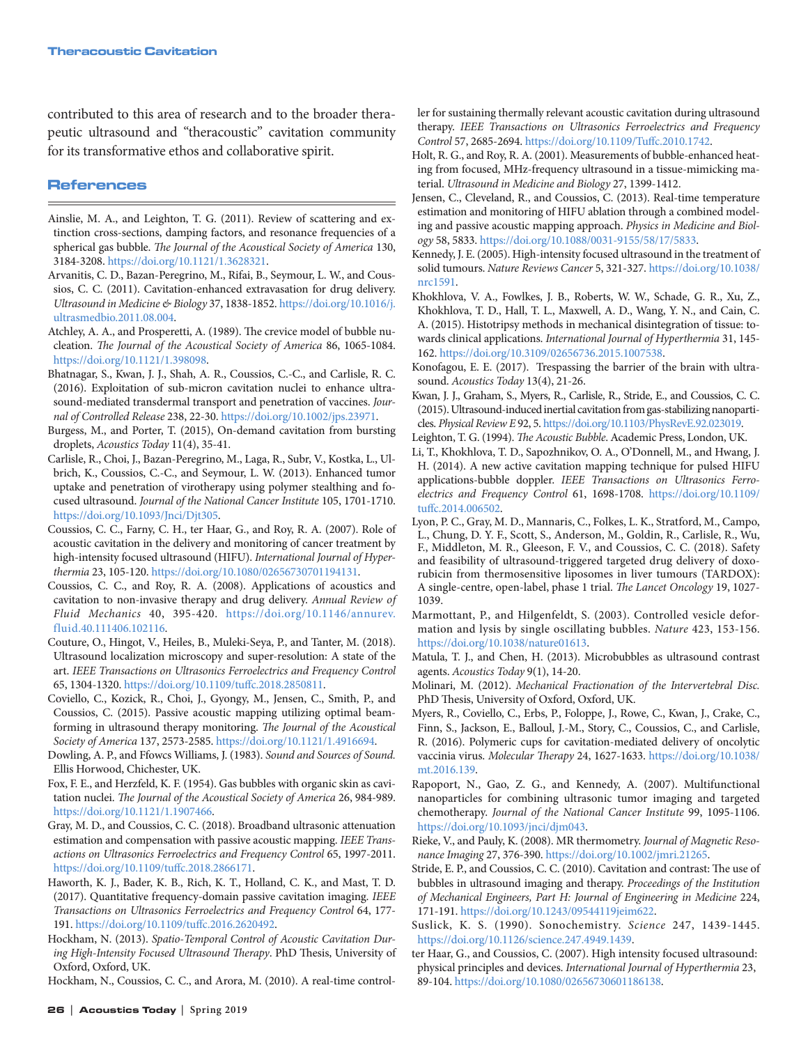contributed to this area of research and to the broader therapeutic ultrasound and "theracoustic" cavitation community for its transformative ethos and collaborative spirit.

## References

Ainslie, M. A., and Leighton, T. G. (2011). Review of scattering and extinction cross-sections, damping factors, and resonance frequencies of a spherical gas bubble. *The Journal of the Acoustical Society of America* 130, 3184-3208. https://doi.org/10.1121/1.3628321.

Arvanitis, C. D., Bazan-Peregrino, M., Rifai, B., Seymour, L. W., and Coussios, C. C. (2011). Cavitation-enhanced extravasation for drug delivery. *Ultrasound in Medicine & Biology* 37, 1838-1852. https://doi.org/10.1016/j.ultrasmedbio.2011.08.004.

Atchley, A. A., and Prosperetti, A. (1989). The crevice model of bubble nucleation. *The Journal of the Acoustical Society of America* 86, 1065-1084. https://doi.org/10.1121/1.398098.

Bhatnagar, S., Kwan, J. J., Shah, A. R., Coussios, C.-C., and Carlisle, R. C. (2016). Exploitation of sub-micron cavitation nuclei to enhance ultrasound-mediated transdermal transport and penetration of vaccines. *Journal of Controlled Release* 238, 22-30. https://doi.org/10.1002/jps.23971.

Burgess, M., and Porter, T. (2015), On-demand cavitation from bursting droplets, *Acoustics Today* 11(4), 35-41.

Carlisle, R., Choi, J., Bazan-Peregrino, M., Laga, R., Subr, V., Kostka, L., Ulbrich, K., Coussios, C.-C., and Seymour, L. W. (2013). Enhanced tumor uptake and penetration of virotherapy using polymer stealthing and focused ultrasound. *Journal of the National Cancer Institute* 105, 1701-1710. https://doi.org/10.1093/Jnci/Djt305.

Coussios, C. C., Farny, C. H., ter Haar, G., and Roy, R. A. (2007). Role of acoustic cavitation in the delivery and monitoring of cancer treatment by high-intensity focused ultrasound (HIFU). *International Journal of Hyperthermia* 23, 105-120. https://doi.org/10.1080/02656730701194131.

Coussios, C. C., and Roy, R. A. (2008). Applications of acoustics and cavitation to non-invasive therapy and drug delivery. *Annual Review of Fluid Mechanics* 40, 395-420. https://doi.org/10.1146/annurev.fluid.40.111406.102116.

Couture, O., Hingot, V., Heiles, B., Muleki-Seya, P., and Tanter, M. (2018). Ultrasound localization microscopy and super-resolution: A state of the art. *IEEE Transactions on Ultrasonics Ferroelectrics and Frequency Control* 65, 1304-1320. https://doi.org/10.1109/tuffc.2018.2850811.

Coviello, C., Kozick, R., Choi, J., Gyongy, M., Jensen, C., Smith, P., and Coussios, C. (2015). Passive acoustic mapping utilizing optimal beamforming in ultrasound therapy monitoring. *The Journal of the Acoustical Society of America* 137, 2573-2585. https://doi.org/10.1121/1.4916694.

Dowling, A. P., and Ffowcs Williams, J. (1983). *Sound and Sources of Sound.* Ellis Horwood, Chichester, UK.

Fox, F. E., and Herzfeld, K. F. (1954). Gas bubbles with organic skin as cavitation nuclei. *The Journal of the Acoustical Society of America* 26, 984-989. https://doi.org/10.1121/1.1907466.

Gray, M. D., and Coussios, C. C. (2018). Broadband ultrasonic attenuation estimation and compensation with passive acoustic mapping. *IEEE Transactions on Ultrasonics Ferroelectrics and Frequency Control* 65, 1997-2011. https://doi.org/10.1109/tuffc.2018.2866171.

Haworth, K. J., Bader, K. B., Rich, K. T., Holland, C. K., and Mast, T. D. (2017). Quantitative frequency-domain passive cavitation imaging. *IEEE Transactions on Ultrasonics Ferroelectrics and Frequency Control* 64, 177-191. https://doi.org/10.1109/tuffc.2016.2620492.

Hockham, N. (2013). *Spatio-Temporal Control of Acoustic Cavitation During High-Intensity Focused Ultrasound Therapy*. PhD Thesis, University of Oxford, Oxford, UK.

Hockham, N., Coussios, C. C., and Arora, M. (2010). A real-time controller for sustaining thermally relevant acoustic cavitation during ultrasound therapy. *IEEE Transactions on Ultrasonics Ferroelectrics and Frequency Control* 57, 2685-2694. https://doi.org/10.1109/Tuffc.2010.1742.

Holt, R. G., and Roy, R. A. (2001). Measurements of bubble-enhanced heating from focused, MHz-frequency ultrasound in a tissue-mimicking material. *Ultrasound in Medicine and Biology* 27, 1399-1412.

Jensen, C., Cleveland, R., and Coussios, C. (2013). Real-time temperature estimation and monitoring of HIFU ablation through a combined modeling and passive acoustic mapping approach. *Physics in Medicine and Biology* 58, 5833. https://doi.org/10.1088/0031-9155/58/17/5833.

Kennedy, J. E. (2005). High-intensity focused ultrasound in the treatment of solid tumours. *Nature Reviews Cancer* 5, 321-327. https://doi.org/10.1038/nrc1591.

Khokhlova, V. A., Fowlkes, J. B., Roberts, W. W., Schade, G. R., Xu, Z., Khokhlova, T. D., Hall, T. L., Maxwell, A. D., Wang, Y. N., and Cain, C. A. (2015). Histotripsy methods in mechanical disintegration of tissue: towards clinical applications. *International Journal of Hyperthermia* 31, 145-162. https://doi.org/10.3109/02656736.2015.1007538.

Konofagou, E. E. (2017). Trespassing the barrier of the brain with ultrasound. *Acoustics Today* 13(4), 21-26.

Kwan, J. J., Graham, S., Myers, R., Carlisle, R., Stride, E., and Coussios, C. C. (2015). Ultrasound-induced inertial cavitation from gas-stabilizing nanoparticles. *Physical Review E* 92, 5. https://doi.org/10.1103/PhysRevE.92.023019.

Leighton, T. G. (1994). *The Acoustic Bubble*. Academic Press, London, UK.

Li, T., Khokhlova, T. D., Sapozhnikov, O. A., O'Donnell, M., and Hwang, J. H. (2014). A new active cavitation mapping technique for pulsed HIFU applications-bubble doppler. *IEEE Transactions on Ultrasonics Ferroelectrics and Frequency Control* 61, 1698-1708. https://doi.org/10.1109/tuffc.2014.006502.

Lyon, P. C., Gray, M. D., Mannaris, C., Folkes, L. K., Stratford, M., Campo, L., Chung, D. Y. F., Scott, S., Anderson, M., Goldin, R., Carlisle, R., Wu, F., Middleton, M. R., Gleeson, F. V., and Coussios, C. C. (2018). Safety and feasibility of ultrasound-triggered targeted drug delivery of doxorubicin from thermosensitive liposomes in liver tumours (TARDOX): A single-centre, open-label, phase 1 trial. *The Lancet Oncology* 19, 1027-1039.

Marmottant, P., and Hilgenfeldt, S. (2003). Controlled vesicle deformation and lysis by single oscillating bubbles. *Nature* 423, 153-156. https://doi.org/10.1038/nature01613.

Matula, T. J., and Chen, H. (2013). Microbubbles as ultrasound contrast agents. *Acoustics Today* 9(1), 14-20.

Molinari, M. (2012). *Mechanical Fractionation of the Intervertebral Disc.* PhD Thesis, University of Oxford, Oxford, UK.

Myers, R., Coviello, C., Erbs, P., Foloppe, J., Rowe, C., Kwan, J., Crake, C., Finn, S., Jackson, E., Balloul, J.-M., Story, C., Coussios, C., and Carlisle, R. (2016). Polymeric cups for cavitation-mediated delivery of oncolytic vaccinia virus. *Molecular Therapy* 24, 1627-1633. https://doi.org/10.1038/mt.2016.139.

Rapoport, N., Gao, Z. G., and Kennedy, A. (2007). Multifunctional nanoparticles for combining ultrasonic tumor imaging and targeted chemotherapy. *Journal of the National Cancer Institute* 99, 1095-1106. https://doi.org/10.1093/jnci/djm043.

Rieke, V., and Pauly, K. (2008). MR thermometry. *Journal of Magnetic Resonance Imaging* 27, 376-390. https://doi.org/10.1002/jmri.21265.

Stride, E. P., and Coussios, C. C. (2010). Cavitation and contrast: The use of bubbles in ultrasound imaging and therapy. *Proceedings of the Institution of Mechanical Engineers, Part H: Journal of Engineering in Medicine* 224, 171-191. https://doi.org/10.1243/09544119jeim622.

Suslick, K. S. (1990). Sonochemistry. *Science* 247, 1439-1445. https://doi.org/10.1126/science.247.4949.1439.

ter Haar, G., and Coussios, C. (2007). High intensity focused ultrasound: physical principles and devices. *International Journal of Hyperthermia* 23, 89-104. https://doi.org/10.1080/02656730601186138.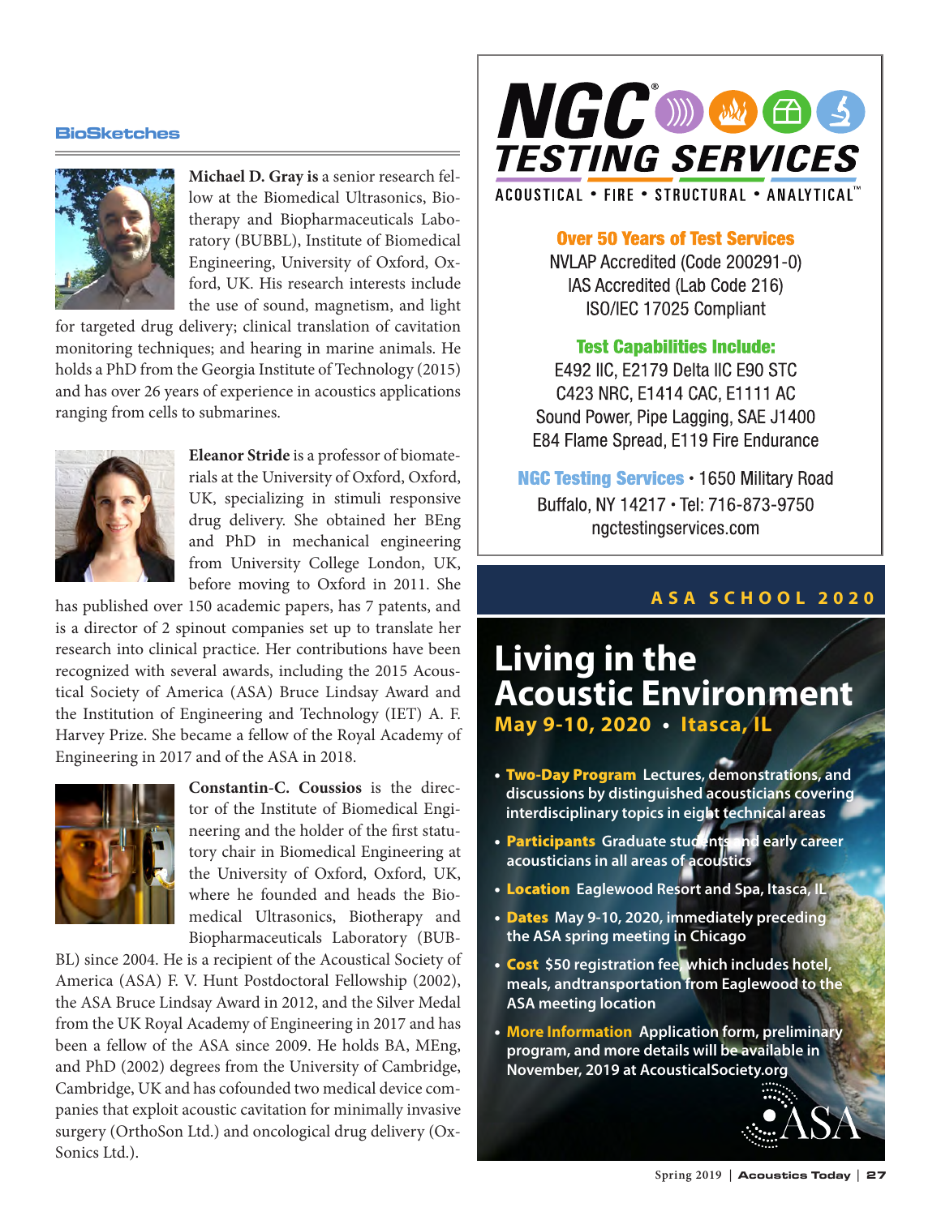## BioSketches

**Michael D. Gray is** a senior research fellow at the Biomedical Ultrasonics, Biotherapy and Biopharmaceuticals Laboratory (BUBBL), Institute of Biomedical Engineering, University of Oxford, Oxford, UK. His research interests include the use of sound, magnetism, and light for targeted drug delivery; clinical translation of cavitation monitoring techniques; and hearing in marine animals. He holds a PhD from the Georgia Institute of Technology (2015) and has over 26 years of experience in acoustics applications ranging from cells to submarines.

**Eleanor Stride** is a professor of biomaterials at the University of Oxford, Oxford, UK, specializing in stimuli responsive drug delivery. She obtained her BEng and PhD in mechanical engineering from University College London, UK, before moving to Oxford in 2011. She has published over 150 academic papers, has 7 patents, and is a director of 2 spinout companies set up to translate her research into clinical practice. Her contributions have been recognized with several awards, including the 2015 Acoustical Society of America (ASA) Bruce Lindsay Award and the Institution of Engineering and Technology (IET) A. F. Harvey Prize. She became a fellow of the Royal Academy of Engineering in 2017 and of the ASA in 2018.

**Constantin-C. Coussios** is the director of the Institute of Biomedical Engineering and the holder of the first statutory chair in Biomedical Engineering at the University of Oxford, Oxford, UK, where he founded and heads the Biomedical Ultrasonics, Biotherapy and Biopharmaceuticals Laboratory (BUBBL) since 2004. He is a recipient of the Acoustical Society of America (ASA) F. V. Hunt Postdoctoral Fellowship (2002), the ASA Bruce Lindsay Award in 2012, and the Silver Medal from the UK Royal Academy of Engineering in 2017 and has been a fellow of the ASA since 2009. He holds BA, MEng, and PhD (2002) degrees from the University of Cambridge, Cambridge, UK and has cofounded two medical device companies that exploit acoustic cavitation for minimally invasive surgery (OrthoSon Ltd.) and oncological drug delivery (OxSonics Ltd.).

---

**NGC® TESTING SERVICES**

ACOUSTICAL • FIRE • STRUCTURAL • ANALYTICAL™

**Over 50 Years of Test Services**

NVLAP Accredited (Code 200291-0)
IAS Accredited (Lab Code 216)
ISO/IEC 17025 Compliant

**Test Capabilities Include:**

E492 IIC, E2179 Delta IIC E90 STC
C423 NRC, E1414 CAC, E1111 AC
Sound Power, Pipe Lagging, SAE J1400
E84 Flame Spread, E119 Fire Endurance

**NGC Testing Services** • 1650 Military Road
Buffalo, NY 14217 • Tel: 716-873-9750
ngctestingservices.com

---

**ASA SCHOOL 2020**

# Living in the Acoustic Environment

**May 9-10, 2020 • Itasca, IL**

- **Two-Day Program** Lectures, demonstrations, and discussions by distinguished acousticians covering interdisciplinary topics in eight technical areas
- **Participants** Graduate students and early career acousticians in all areas of acoustics
- **Location** Eaglewood Resort and Spa, Itasca, IL
- **Dates** May 9-10, 2020, immediately preceding the ASA spring meeting in Chicago
- **Cost** $50 registration fee, which includes hotel, meals, andtransportation from Eaglewood to the ASA meeting location
- **More Information** Application form, preliminary program, and more details will be available in November, 2019 at AcousticalSociety.org

ASA